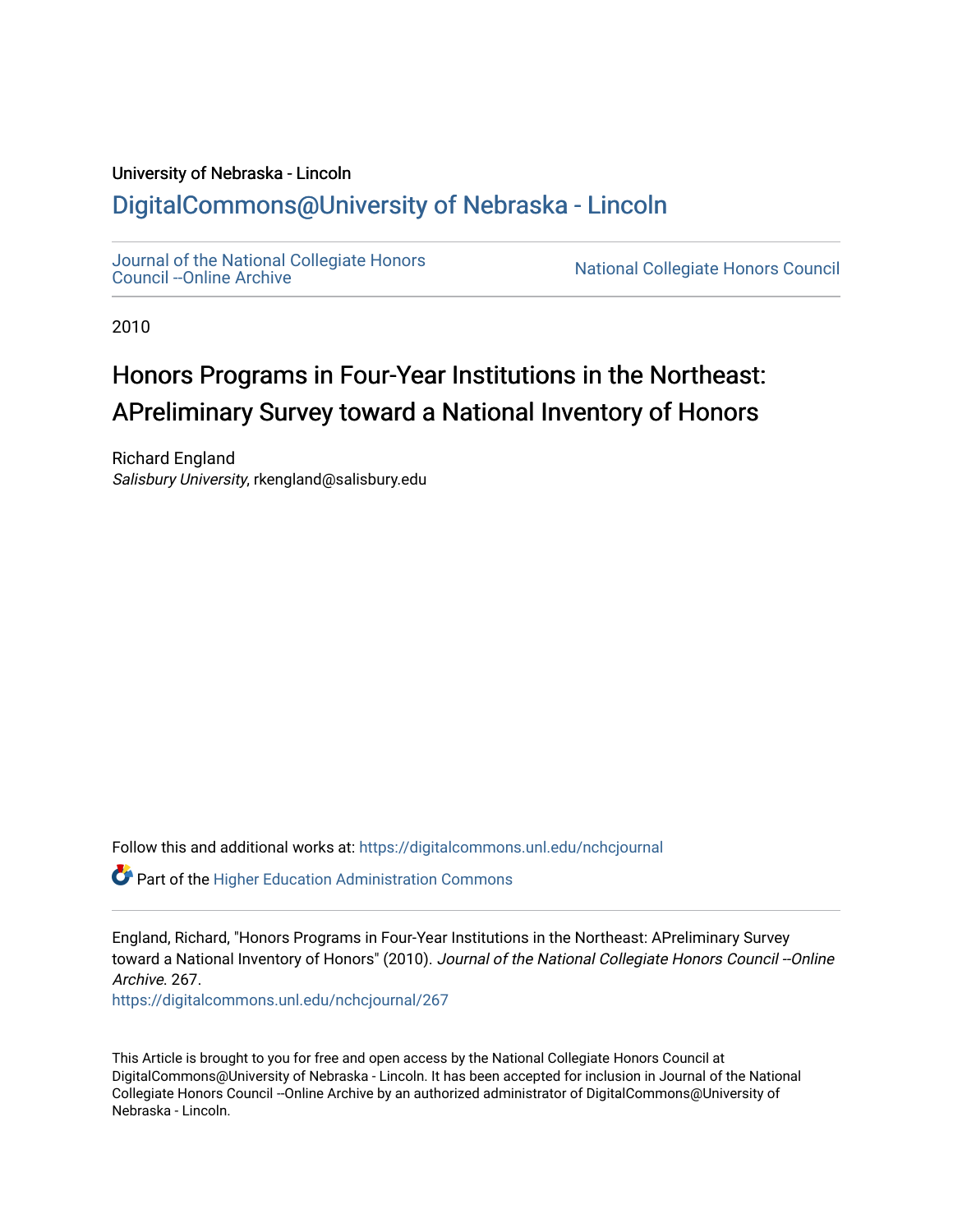University of Nebraska - Lincoln

## DigitalCommons@University of Nebraska - Lincoln

Journal of the National Collegiate Honors Council --Online Archive

National Collegiate Honors Council

2010

# Honors Programs in Four-Year Institutions in the Northeast: APreliminary Survey toward a National Inventory of Honors

Richard England
*Salisbury University*, rkengland@salisbury.edu

Follow this and additional works at: https://digitalcommons.unl.edu/nchcjournal

Part of the Higher Education Administration Commons

England, Richard, "Honors Programs in Four-Year Institutions in the Northeast: APreliminary Survey toward a National Inventory of Honors" (2010). *Journal of the National Collegiate Honors Council --Online Archive*. 267.
https://digitalcommons.unl.edu/nchcjournal/267

This Article is brought to you for free and open access by the National Collegiate Honors Council at DigitalCommons@University of Nebraska - Lincoln. It has been accepted for inclusion in Journal of the National Collegiate Honors Council --Online Archive by an authorized administrator of DigitalCommons@University of Nebraska - Lincoln.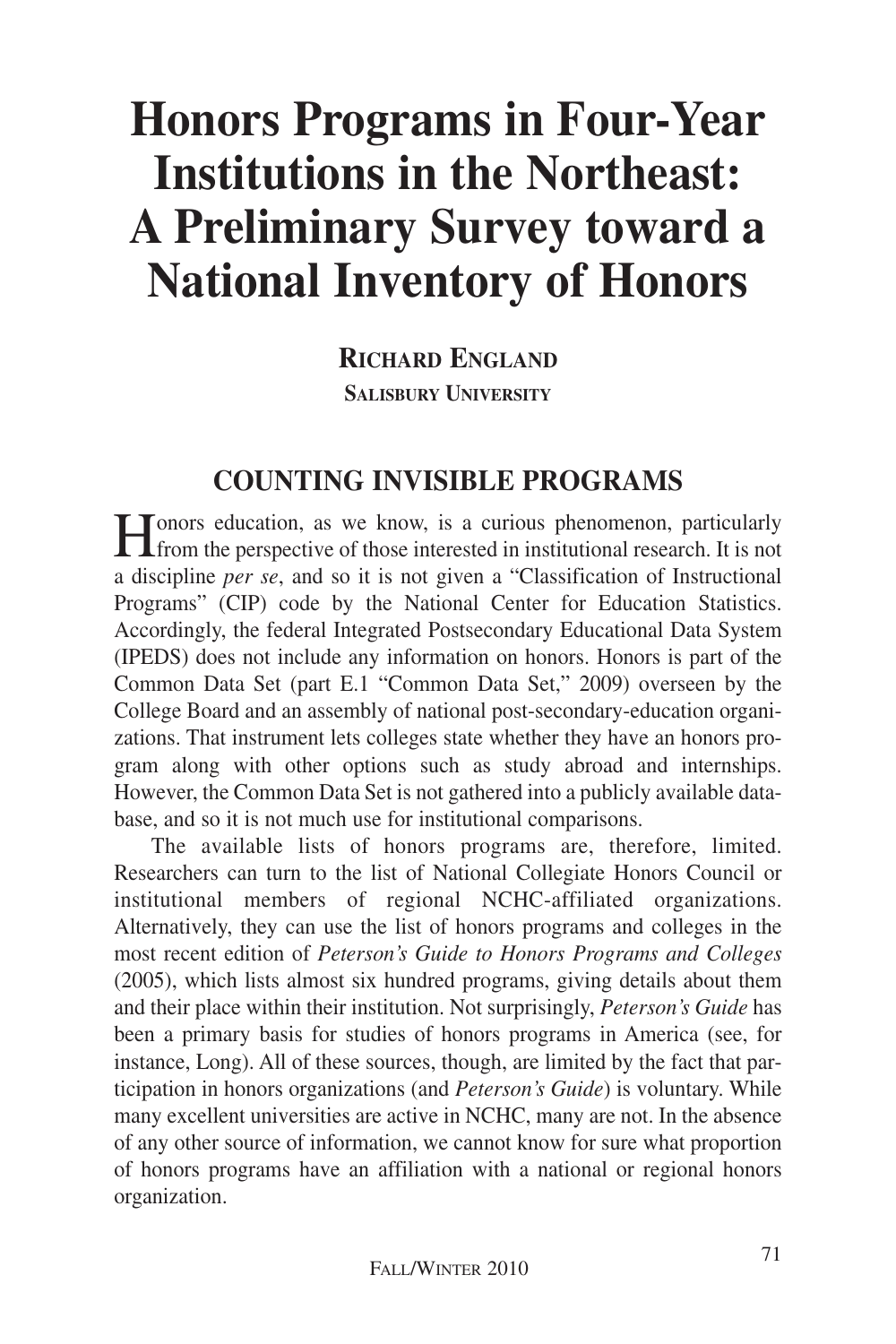# Honors Programs in Four-Year Institutions in the Northeast: A Preliminary Survey toward a National Inventory of Honors

**RICHARD ENGLAND**

**SALISBURY UNIVERSITY**

## COUNTING INVISIBLE PROGRAMS

Honors education, as we know, is a curious phenomenon, particularly from the perspective of those interested in institutional research. It is not a discipline *per se*, and so it is not given a "Classification of Instructional Programs" (CIP) code by the National Center for Education Statistics. Accordingly, the federal Integrated Postsecondary Educational Data System (IPEDS) does not include any information on honors. Honors is part of the Common Data Set (part E.1 "Common Data Set," 2009) overseen by the College Board and an assembly of national post-secondary-education organizations. That instrument lets colleges state whether they have an honors program along with other options such as study abroad and internships. However, the Common Data Set is not gathered into a publicly available database, and so it is not much use for institutional comparisons.

The available lists of honors programs are, therefore, limited. Researchers can turn to the list of National Collegiate Honors Council or institutional members of regional NCHC-affiliated organizations. Alternatively, they can use the list of honors programs and colleges in the most recent edition of *Peterson's Guide to Honors Programs and Colleges* (2005), which lists almost six hundred programs, giving details about them and their place within their institution. Not surprisingly, *Peterson's Guide* has been a primary basis for studies of honors programs in America (see, for instance, Long). All of these sources, though, are limited by the fact that participation in honors organizations (and *Peterson's Guide*) is voluntary. While many excellent universities are active in NCHC, many are not. In the absence of any other source of information, we cannot know for sure what proportion of honors programs have an affiliation with a national or regional honors organization.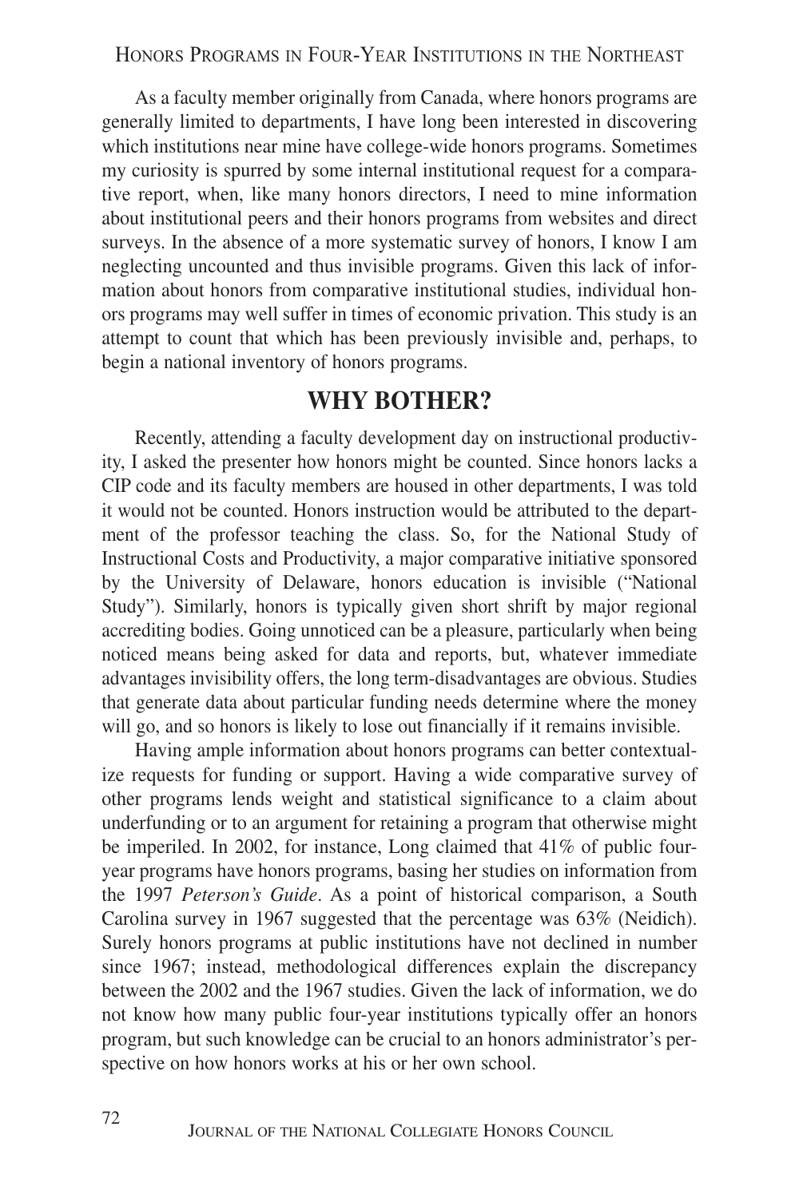As a faculty member originally from Canada, where honors programs are generally limited to departments, I have long been interested in discovering which institutions near mine have college-wide honors programs. Sometimes my curiosity is spurred by some internal institutional request for a comparative report, when, like many honors directors, I need to mine information about institutional peers and their honors programs from websites and direct surveys. In the absence of a more systematic survey of honors, I know I am neglecting uncounted and thus invisible programs. Given this lack of information about honors from comparative institutional studies, individual honors programs may well suffer in times of economic privation. This study is an attempt to count that which has been previously invisible and, perhaps, to begin a national inventory of honors programs.

## WHY BOTHER?

Recently, attending a faculty development day on instructional productivity, I asked the presenter how honors might be counted. Since honors lacks a CIP code and its faculty members are housed in other departments, I was told it would not be counted. Honors instruction would be attributed to the department of the professor teaching the class. So, for the National Study of Instructional Costs and Productivity, a major comparative initiative sponsored by the University of Delaware, honors education is invisible ("National Study"). Similarly, honors is typically given short shrift by major regional accrediting bodies. Going unnoticed can be a pleasure, particularly when being noticed means being asked for data and reports, but, whatever immediate advantages invisibility offers, the long term-disadvantages are obvious. Studies that generate data about particular funding needs determine where the money will go, and so honors is likely to lose out financially if it remains invisible.

Having ample information about honors programs can better contextualize requests for funding or support. Having a wide comparative survey of other programs lends weight and statistical significance to a claim about underfunding or to an argument for retaining a program that otherwise might be imperiled. In 2002, for instance, Long claimed that 41% of public four-year programs have honors programs, basing her studies on information from the 1997 *Peterson's Guide*. As a point of historical comparison, a South Carolina survey in 1967 suggested that the percentage was 63% (Neidich). Surely honors programs at public institutions have not declined in number since 1967; instead, methodological differences explain the discrepancy between the 2002 and the 1967 studies. Given the lack of information, we do not know how many public four-year institutions typically offer an honors program, but such knowledge can be crucial to an honors administrator's perspective on how honors works at his or her own school.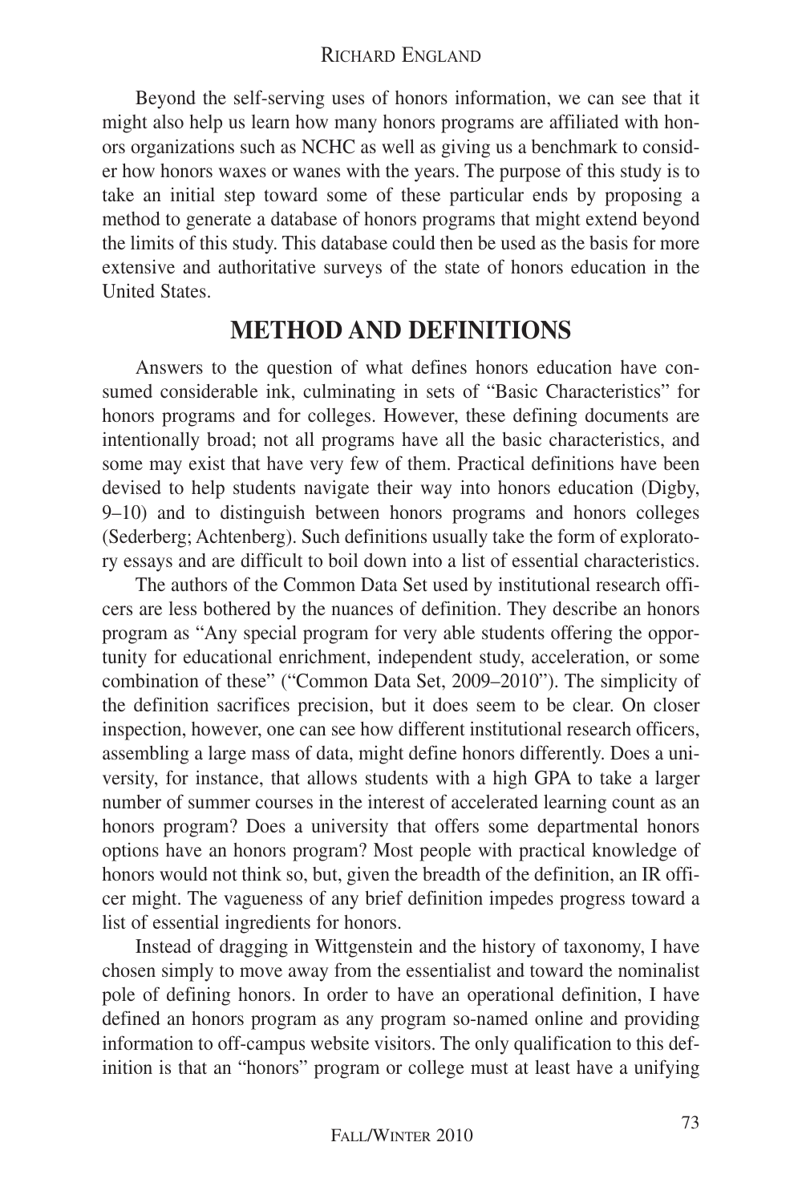Beyond the self-serving uses of honors information, we can see that it might also help us learn how many honors programs are affiliated with honors organizations such as NCHC as well as giving us a benchmark to consider how honors waxes or wanes with the years. The purpose of this study is to take an initial step toward some of these particular ends by proposing a method to generate a database of honors programs that might extend beyond the limits of this study. This database could then be used as the basis for more extensive and authoritative surveys of the state of honors education in the United States.

## METHOD AND DEFINITIONS

Answers to the question of what defines honors education have consumed considerable ink, culminating in sets of "Basic Characteristics" for honors programs and for colleges. However, these defining documents are intentionally broad; not all programs have all the basic characteristics, and some may exist that have very few of them. Practical definitions have been devised to help students navigate their way into honors education (Digby, 9–10) and to distinguish between honors programs and honors colleges (Sederberg; Achtenberg). Such definitions usually take the form of exploratory essays and are difficult to boil down into a list of essential characteristics.

The authors of the Common Data Set used by institutional research officers are less bothered by the nuances of definition. They describe an honors program as "Any special program for very able students offering the opportunity for educational enrichment, independent study, acceleration, or some combination of these" ("Common Data Set, 2009–2010"). The simplicity of the definition sacrifices precision, but it does seem to be clear. On closer inspection, however, one can see how different institutional research officers, assembling a large mass of data, might define honors differently. Does a university, for instance, that allows students with a high GPA to take a larger number of summer courses in the interest of accelerated learning count as an honors program? Does a university that offers some departmental honors options have an honors program? Most people with practical knowledge of honors would not think so, but, given the breadth of the definition, an IR officer might. The vagueness of any brief definition impedes progress toward a list of essential ingredients for honors.

Instead of dragging in Wittgenstein and the history of taxonomy, I have chosen simply to move away from the essentialist and toward the nominalist pole of defining honors. In order to have an operational definition, I have defined an honors program as any program so-named online and providing information to off-campus website visitors. The only qualification to this definition is that an "honors" program or college must at least have a unifying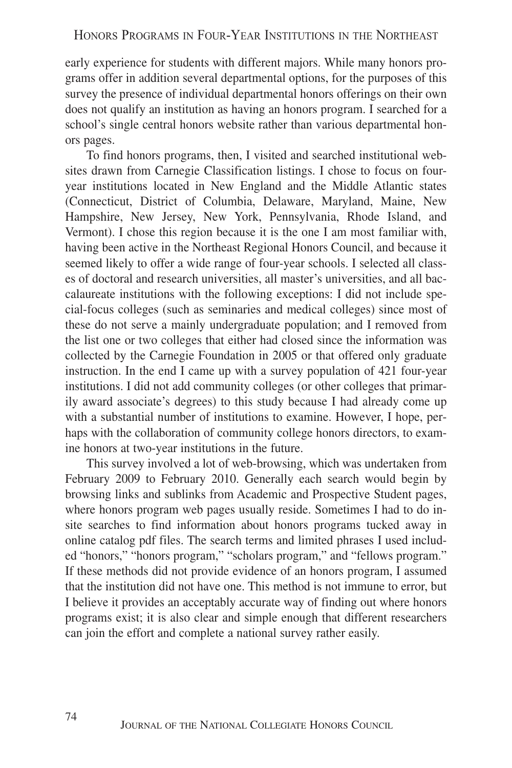early experience for students with different majors. While many honors programs offer in addition several departmental options, for the purposes of this survey the presence of individual departmental honors offerings on their own does not qualify an institution as having an honors program. I searched for a school's single central honors website rather than various departmental honors pages.

To find honors programs, then, I visited and searched institutional websites drawn from Carnegie Classification listings. I chose to focus on four-year institutions located in New England and the Middle Atlantic states (Connecticut, District of Columbia, Delaware, Maryland, Maine, New Hampshire, New Jersey, New York, Pennsylvania, Rhode Island, and Vermont). I chose this region because it is the one I am most familiar with, having been active in the Northeast Regional Honors Council, and because it seemed likely to offer a wide range of four-year schools. I selected all classes of doctoral and research universities, all master's universities, and all baccalaureate institutions with the following exceptions: I did not include special-focus colleges (such as seminaries and medical colleges) since most of these do not serve a mainly undergraduate population; and I removed from the list one or two colleges that either had closed since the information was collected by the Carnegie Foundation in 2005 or that offered only graduate instruction. In the end I came up with a survey population of 421 four-year institutions. I did not add community colleges (or other colleges that primarily award associate's degrees) to this study because I had already come up with a substantial number of institutions to examine. However, I hope, perhaps with the collaboration of community college honors directors, to examine honors at two-year institutions in the future.

This survey involved a lot of web-browsing, which was undertaken from February 2009 to February 2010. Generally each search would begin by browsing links and sublinks from Academic and Prospective Student pages, where honors program web pages usually reside. Sometimes I had to do in-site searches to find information about honors programs tucked away in online catalog pdf files. The search terms and limited phrases I used included "honors," "honors program," "scholars program," and "fellows program." If these methods did not provide evidence of an honors program, I assumed that the institution did not have one. This method is not immune to error, but I believe it provides an acceptably accurate way of finding out where honors programs exist; it is also clear and simple enough that different researchers can join the effort and complete a national survey rather easily.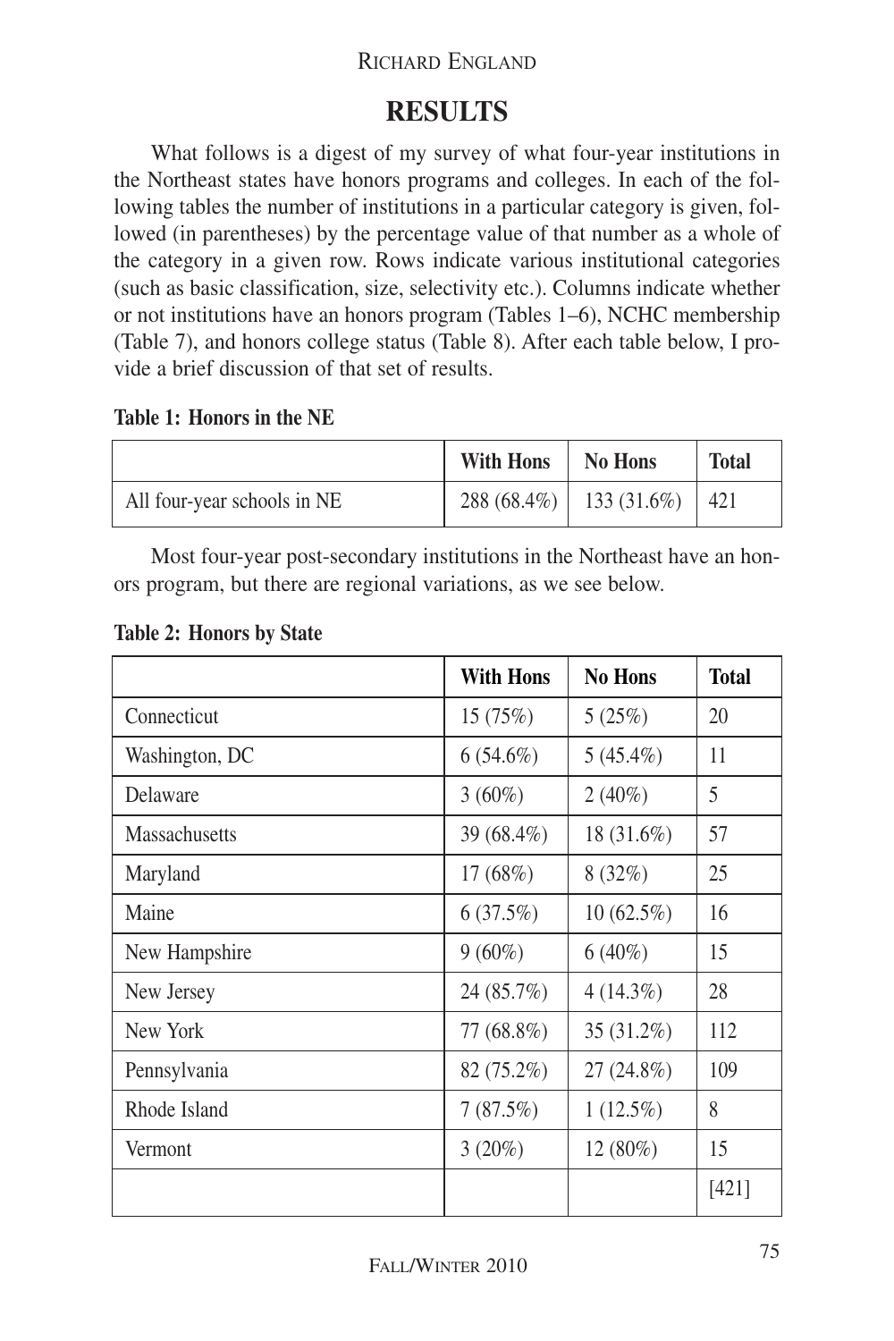## RESULTS

What follows is a digest of my survey of what four-year institutions in the Northeast states have honors programs and colleges. In each of the following tables the number of institutions in a particular category is given, followed (in parentheses) by the percentage value of that number as a whole of the category in a given row. Rows indicate various institutional categories (such as basic classification, size, selectivity etc.). Columns indicate whether or not institutions have an honors program (Tables 1–6), NCHC membership (Table 7), and honors college status (Table 8). After each table below, I provide a brief discussion of that set of results.

**Table 1: Honors in the NE**

| | With Hons | No Hons | Total |
|---|---|---|---|
| All four-year schools in NE | 288 (68.4%) | 133 (31.6%) | 421 |

Most four-year post-secondary institutions in the Northeast have an honors program, but there are regional variations, as we see below.

**Table 2: Honors by State**

| | With Hons | No Hons | Total |
|---|---|---|---|
| Connecticut | 15 (75%) | 5 (25%) | 20 |
| Washington, DC | 6 (54.6%) | 5 (45.4%) | 11 |
| Delaware | 3 (60%) | 2 (40%) | 5 |
| Massachusetts | 39 (68.4%) | 18 (31.6%) | 57 |
| Maryland | 17 (68%) | 8 (32%) | 25 |
| Maine | 6 (37.5%) | 10 (62.5%) | 16 |
| New Hampshire | 9 (60%) | 6 (40%) | 15 |
| New Jersey | 24 (85.7%) | 4 (14.3%) | 28 |
| New York | 77 (68.8%) | 35 (31.2%) | 112 |
| Pennsylvania | 82 (75.2%) | 27 (24.8%) | 109 |
| Rhode Island | 7 (87.5%) | 1 (12.5%) | 8 |
| Vermont | 3 (20%) | 12 (80%) | 15 |
| | | | [421] |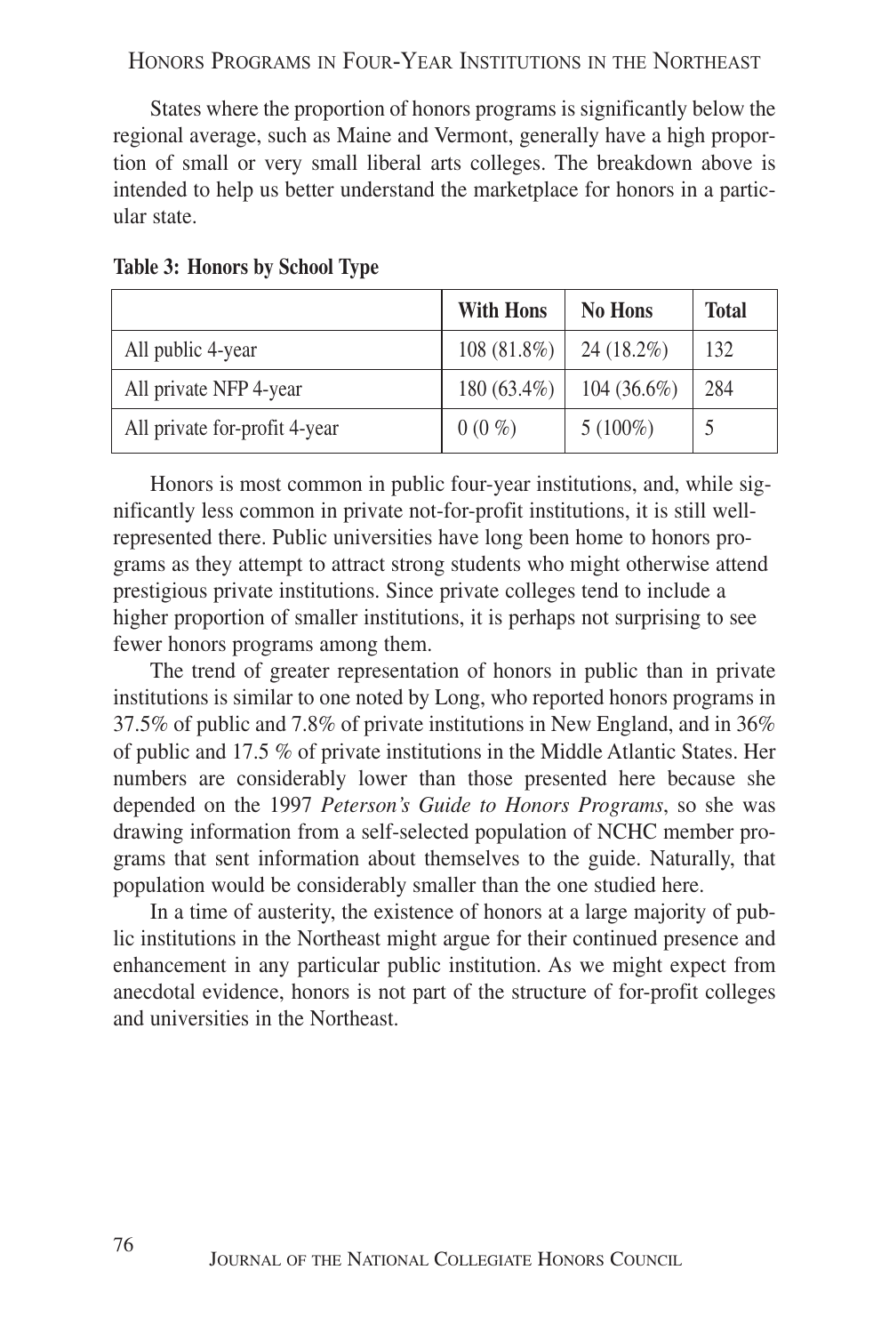States where the proportion of honors programs is significantly below the regional average, such as Maine and Vermont, generally have a high proportion of small or very small liberal arts colleges. The breakdown above is intended to help us better understand the marketplace for honors in a particular state.

**Table 3: Honors by School Type**

| | With Hons | No Hons | Total |
|---|---|---|---|
| All public 4-year | 108 (81.8%) | 24 (18.2%) | 132 |
| All private NFP 4-year | 180 (63.4%) | 104 (36.6%) | 284 |
| All private for-profit 4-year | 0 (0 %) | 5 (100%) | 5 |

Honors is most common in public four-year institutions, and, while significantly less common in private not-for-profit institutions, it is still well-represented there. Public universities have long been home to honors programs as they attempt to attract strong students who might otherwise attend prestigious private institutions. Since private colleges tend to include a higher proportion of smaller institutions, it is perhaps not surprising to see fewer honors programs among them.

The trend of greater representation of honors in public than in private institutions is similar to one noted by Long, who reported honors programs in 37.5% of public and 7.8% of private institutions in New England, and in 36% of public and 17.5 % of private institutions in the Middle Atlantic States. Her numbers are considerably lower than those presented here because she depended on the 1997 *Peterson's Guide to Honors Programs*, so she was drawing information from a self-selected population of NCHC member programs that sent information about themselves to the guide. Naturally, that population would be considerably smaller than the one studied here.

In a time of austerity, the existence of honors at a large majority of public institutions in the Northeast might argue for their continued presence and enhancement in any particular public institution. As we might expect from anecdotal evidence, honors is not part of the structure of for-profit colleges and universities in the Northeast.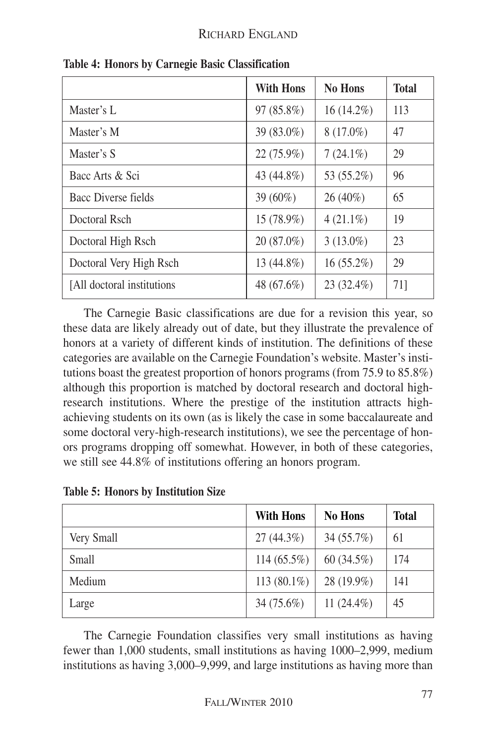**Table 4: Honors by Carnegie Basic Classification**

| | With Hons | No Hons | Total |
|---|---|---|---|
| Master's L | 97 (85.8%) | 16 (14.2%) | 113 |
| Master's M | 39 (83.0%) | 8 (17.0%) | 47 |
| Master's S | 22 (75.9%) | 7 (24.1%) | 29 |
| Bacc Arts & Sci | 43 (44.8%) | 53 (55.2%) | 96 |
| Bacc Diverse fields | 39 (60%) | 26 (40%) | 65 |
| Doctoral Rsch | 15 (78.9%) | 4 (21.1%) | 19 |
| Doctoral High Rsch | 20 (87.0%) | 3 (13.0%) | 23 |
| Doctoral Very High Rsch | 13 (44.8%) | 16 (55.2%) | 29 |
| [All doctoral institutions | 48 (67.6%) | 23 (32.4%) | 71] |

The Carnegie Basic classifications are due for a revision this year, so these data are likely already out of date, but they illustrate the prevalence of honors at a variety of different kinds of institution. The definitions of these categories are available on the Carnegie Foundation's website. Master's institutions boast the greatest proportion of honors programs (from 75.9 to 85.8%) although this proportion is matched by doctoral research and doctoral high-research institutions. Where the prestige of the institution attracts high-achieving students on its own (as is likely the case in some baccalaureate and some doctoral very-high-research institutions), we see the percentage of honors programs dropping off somewhat. However, in both of these categories, we still see 44.8% of institutions offering an honors program.

**Table 5: Honors by Institution Size**

| | With Hons | No Hons | Total |
|---|---|---|---|
| Very Small | 27 (44.3%) | 34 (55.7%) | 61 |
| Small | 114 (65.5%) | 60 (34.5%) | 174 |
| Medium | 113 (80.1%) | 28 (19.9%) | 141 |
| Large | 34 (75.6%) | 11 (24.4%) | 45 |

The Carnegie Foundation classifies very small institutions as having fewer than 1,000 students, small institutions as having 1000–2,999, medium institutions as having 3,000–9,999, and large institutions as having more than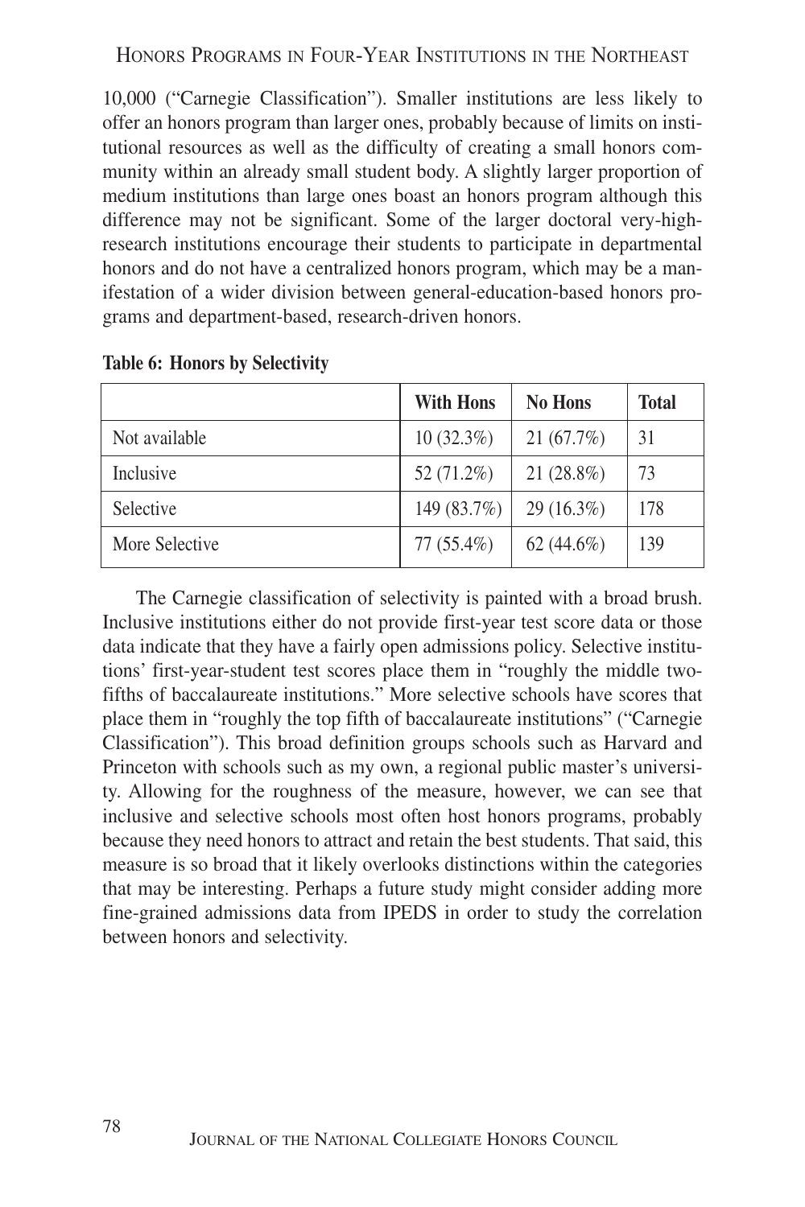10,000 ("Carnegie Classification"). Smaller institutions are less likely to offer an honors program than larger ones, probably because of limits on institutional resources as well as the difficulty of creating a small honors community within an already small student body. A slightly larger proportion of medium institutions than large ones boast an honors program although this difference may not be significant. Some of the larger doctoral very-high-research institutions encourage their students to participate in departmental honors and do not have a centralized honors program, which may be a manifestation of a wider division between general-education-based honors programs and department-based, research-driven honors.

**Table 6: Honors by Selectivity**

| | With Hons | No Hons | Total |
|---|---|---|---|
| Not available | 10 (32.3%) | 21 (67.7%) | 31 |
| Inclusive | 52 (71.2%) | 21 (28.8%) | 73 |
| Selective | 149 (83.7%) | 29 (16.3%) | 178 |
| More Selective | 77 (55.4%) | 62 (44.6%) | 139 |

The Carnegie classification of selectivity is painted with a broad brush. Inclusive institutions either do not provide first-year test score data or those data indicate that they have a fairly open admissions policy. Selective institutions' first-year-student test scores place them in "roughly the middle two-fifths of baccalaureate institutions." More selective schools have scores that place them in "roughly the top fifth of baccalaureate institutions" ("Carnegie Classification"). This broad definition groups schools such as Harvard and Princeton with schools such as my own, a regional public master's university. Allowing for the roughness of the measure, however, we can see that inclusive and selective schools most often host honors programs, probably because they need honors to attract and retain the best students. That said, this measure is so broad that it likely overlooks distinctions within the categories that may be interesting. Perhaps a future study might consider adding more fine-grained admissions data from IPEDS in order to study the correlation between honors and selectivity.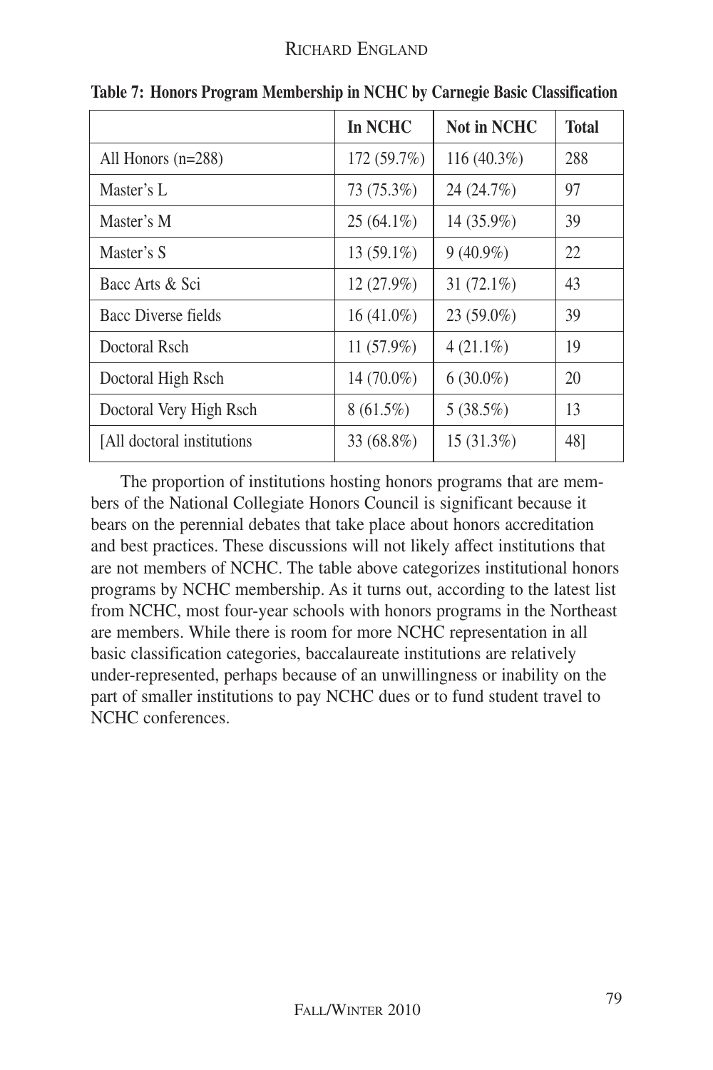**Table 7: Honors Program Membership in NCHC by Carnegie Basic Classification**

| | In NCHC | Not in NCHC | Total |
|---|---|---|---|
| All Honors (n=288) | 172 (59.7%) | 116 (40.3%) | 288 |
| Master's L | 73 (75.3%) | 24 (24.7%) | 97 |
| Master's M | 25 (64.1%) | 14 (35.9%) | 39 |
| Master's S | 13 (59.1%) | 9 (40.9%) | 22 |
| Bacc Arts & Sci | 12 (27.9%) | 31 (72.1%) | 43 |
| Bacc Diverse fields | 16 (41.0%) | 23 (59.0%) | 39 |
| Doctoral Rsch | 11 (57.9%) | 4 (21.1%) | 19 |
| Doctoral High Rsch | 14 (70.0%) | 6 (30.0%) | 20 |
| Doctoral Very High Rsch | 8 (61.5%) | 5 (38.5%) | 13 |
| [All doctoral institutions | 33 (68.8%) | 15 (31.3%) | 48] |

The proportion of institutions hosting honors programs that are members of the National Collegiate Honors Council is significant because it bears on the perennial debates that take place about honors accreditation and best practices. These discussions will not likely affect institutions that are not members of NCHC. The table above categorizes institutional honors programs by NCHC membership. As it turns out, according to the latest list from NCHC, most four-year schools with honors programs in the Northeast are members. While there is room for more NCHC representation in all basic classification categories, baccalaureate institutions are relatively under-represented, perhaps because of an unwillingness or inability on the part of smaller institutions to pay NCHC dues or to fund student travel to NCHC conferences.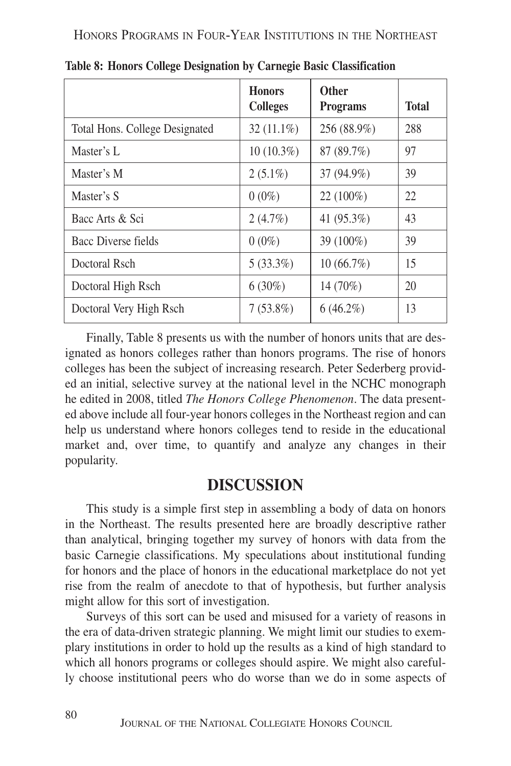**Table 8: Honors College Designation by Carnegie Basic Classification**

| | Honors Colleges | Other Programs | Total |
|---|---|---|---|
| Total Hons. College Designated | 32 (11.1%) | 256 (88.9%) | 288 |
| Master's L | 10 (10.3%) | 87 (89.7%) | 97 |
| Master's M | 2 (5.1%) | 37 (94.9%) | 39 |
| Master's S | 0 (0%) | 22 (100%) | 22 |
| Bacc Arts & Sci | 2 (4.7%) | 41 (95.3%) | 43 |
| Bacc Diverse fields | 0 (0%) | 39 (100%) | 39 |
| Doctoral Rsch | 5 (33.3%) | 10 (66.7%) | 15 |
| Doctoral High Rsch | 6 (30%) | 14 (70%) | 20 |
| Doctoral Very High Rsch | 7 (53.8%) | 6 (46.2%) | 13 |

Finally, Table 8 presents us with the number of honors units that are designated as honors colleges rather than honors programs. The rise of honors colleges has been the subject of increasing research. Peter Sederberg provided an initial, selective survey at the national level in the NCHC monograph he edited in 2008, titled *The Honors College Phenomenon*. The data presented above include all four-year honors colleges in the Northeast region and can help us understand where honors colleges tend to reside in the educational market and, over time, to quantify and analyze any changes in their popularity.

## DISCUSSION

This study is a simple first step in assembling a body of data on honors in the Northeast. The results presented here are broadly descriptive rather than analytical, bringing together my survey of honors with data from the basic Carnegie classifications. My speculations about institutional funding for honors and the place of honors in the educational marketplace do not yet rise from the realm of anecdote to that of hypothesis, but further analysis might allow for this sort of investigation.

Surveys of this sort can be used and misused for a variety of reasons in the era of data-driven strategic planning. We might limit our studies to exemplary institutions in order to hold up the results as a kind of high standard to which all honors programs or colleges should aspire. We might also carefully choose institutional peers who do worse than we do in some aspects of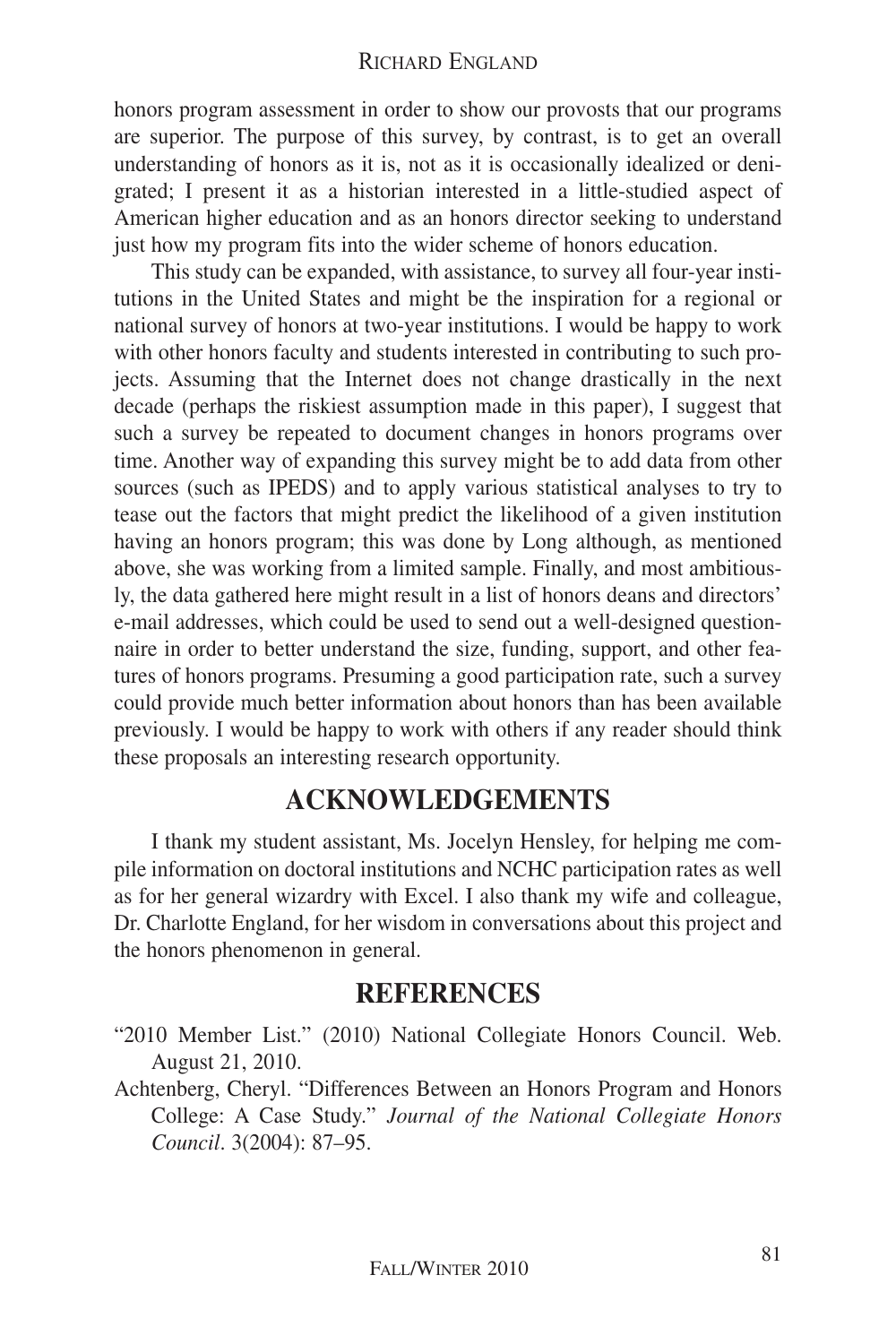honors program assessment in order to show our provosts that our programs are superior. The purpose of this survey, by contrast, is to get an overall understanding of honors as it is, not as it is occasionally idealized or denigrated; I present it as a historian interested in a little-studied aspect of American higher education and as an honors director seeking to understand just how my program fits into the wider scheme of honors education.

This study can be expanded, with assistance, to survey all four-year institutions in the United States and might be the inspiration for a regional or national survey of honors at two-year institutions. I would be happy to work with other honors faculty and students interested in contributing to such projects. Assuming that the Internet does not change drastically in the next decade (perhaps the riskiest assumption made in this paper), I suggest that such a survey be repeated to document changes in honors programs over time. Another way of expanding this survey might be to add data from other sources (such as IPEDS) and to apply various statistical analyses to try to tease out the factors that might predict the likelihood of a given institution having an honors program; this was done by Long although, as mentioned above, she was working from a limited sample. Finally, and most ambitiously, the data gathered here might result in a list of honors deans and directors' e-mail addresses, which could be used to send out a well-designed questionnaire in order to better understand the size, funding, support, and other features of honors programs. Presuming a good participation rate, such a survey could provide much better information about honors than has been available previously. I would be happy to work with others if any reader should think these proposals an interesting research opportunity.

## ACKNOWLEDGEMENTS

I thank my student assistant, Ms. Jocelyn Hensley, for helping me compile information on doctoral institutions and NCHC participation rates as well as for her general wizardry with Excel. I also thank my wife and colleague, Dr. Charlotte England, for her wisdom in conversations about this project and the honors phenomenon in general.

## REFERENCES

"2010 Member List." (2010) National Collegiate Honors Council. Web. August 21, 2010.

Achtenberg, Cheryl. "Differences Between an Honors Program and Honors College: A Case Study." *Journal of the National Collegiate Honors Council*. 3(2004): 87–95.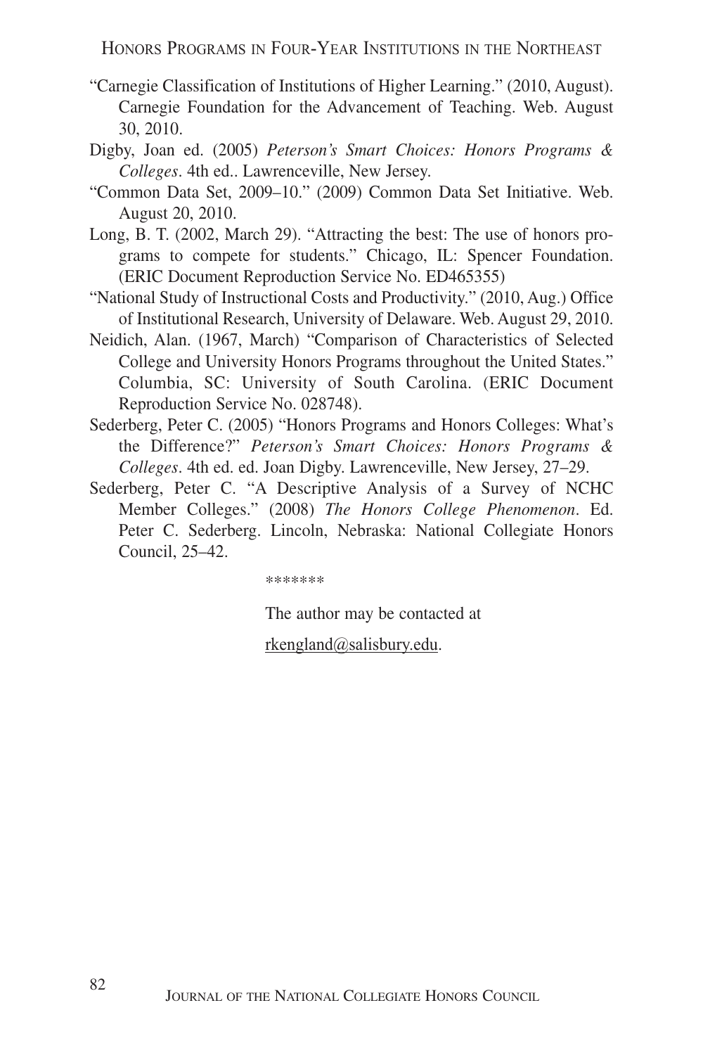"Carnegie Classification of Institutions of Higher Learning." (2010, August). Carnegie Foundation for the Advancement of Teaching. Web. August 30, 2010.

Digby, Joan ed. (2005) *Peterson's Smart Choices: Honors Programs & Colleges*. 4th ed.. Lawrenceville, New Jersey.

"Common Data Set, 2009–10." (2009) Common Data Set Initiative. Web. August 20, 2010.

Long, B. T. (2002, March 29). "Attracting the best: The use of honors programs to compete for students." Chicago, IL: Spencer Foundation. (ERIC Document Reproduction Service No. ED465355)

"National Study of Instructional Costs and Productivity." (2010, Aug.) Office of Institutional Research, University of Delaware. Web. August 29, 2010.

Neidich, Alan. (1967, March) "Comparison of Characteristics of Selected College and University Honors Programs throughout the United States." Columbia, SC: University of South Carolina. (ERIC Document Reproduction Service No. 028748).

Sederberg, Peter C. (2005) "Honors Programs and Honors Colleges: What's the Difference?" *Peterson's Smart Choices: Honors Programs & Colleges*. 4th ed. ed. Joan Digby. Lawrenceville, New Jersey, 27–29.

Sederberg, Peter C. "A Descriptive Analysis of a Survey of NCHC Member Colleges." (2008) *The Honors College Phenomenon*. Ed. Peter C. Sederberg. Lincoln, Nebraska: National Collegiate Honors Council, 25–42.

*******

The author may be contacted at

rkengland@salisbury.edu.